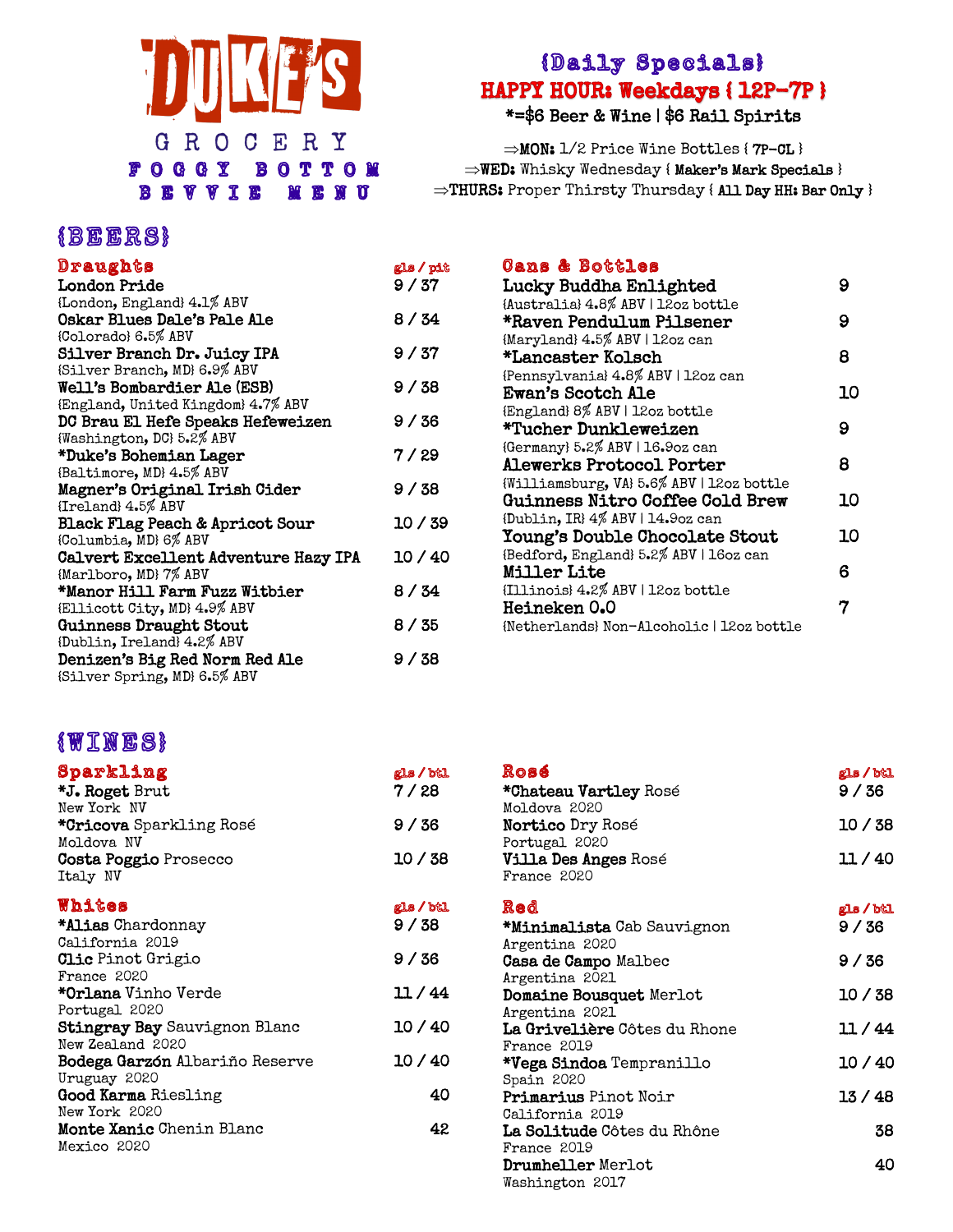# DUKE'S

GROCERY
FOGGY BOTTOM
BEVVIE MENU

## {Daily Specials}

**HAPPY HOUR: Weekdays { 12P-7P }**

***=$6 Beer & Wine | $6 Rail Spirits**

⇒**MON:** 1/2 Price Wine Bottles { **7P-CL** }
⇒**WED:** Whisky Wednesday { **Maker's Mark Specials** }
⇒**THURS:** Proper Thirsty Thursday { **All Day HH: Bar Only** }

## {BEERS}

### Draughts

| | gls / pit |
|---|---|
| **London Pride**<br>{London, England} 4.1% ABV | 9 / 37 |
| **Oskar Blues Dale's Pale Ale**<br>{Colorado} 6.5% ABV | 8 / 34 |
| **Silver Branch Dr. Juicy IPA**<br>{Silver Branch, MD} 6.9% ABV | 9 / 37 |
| **Well's Bombardier Ale (ESB)**<br>{England, United Kingdom} 4.7% ABV | 9 / 38 |
| **DC Brau El Hefe Speaks Hefeweizen**<br>{Washington, DC} 5.2% ABV | 9 / 36 |
| ***Duke's Bohemian Lager**<br>{Baltimore, MD} 4.5% ABV | 7 / 29 |
| **Magner's Original Irish Cider**<br>{Ireland} 4.5% ABV | 9 / 38 |
| **Black Flag Peach & Apricot Sour**<br>{Columbia, MD} 6% ABV | 10 / 39 |
| **Calvert Excellent Adventure Hazy IPA**<br>{Marlboro, MD} 7% ABV | 10 / 40 |
| ***Manor Hill Farm Fuzz Witbier**<br>{Ellicott City, MD} 4.9% ABV | 8 / 34 |
| **Guinness Draught Stout**<br>{Dublin, Ireland} 4.2% ABV | 8 / 35 |
| **Denizen's Big Red Norm Red Ale**<br>{Silver Spring, MD} 6.5% ABV | 9 / 38 |

### Cans & Bottles

| | |
|---|---|
| **Lucky Buddha Enlighted**<br>{Australia} 4.8% ABV \| 12oz bottle | 9 |
| ***Raven Pendulum Pilsener**<br>{Maryland} 4.5% ABV \| 12oz can | 9 |
| ***Lancaster Kolsch**<br>{Pennsylvania} 4.8% ABV \| 12oz can | 8 |
| **Ewan's Scotch Ale**<br>{England} 8% ABV \| 12oz bottle | 10 |
| ***Tucher Dunkleweizen**<br>{Germany} 5.2% ABV \| 16.9oz can | 9 |
| **Alewerks Protocol Porter**<br>{Williamsburg, VA} 5.6% ABV \| 12oz bottle | 8 |
| **Guinness Nitro Coffee Cold Brew**<br>{Dublin, IR} 4% ABV \| 14.9oz can | 10 |
| **Young's Double Chocolate Stout**<br>{Bedford, England} 5.2% ABV \| 16oz can | 10 |
| **Miller Lite**<br>{Illinois} 4.2% ABV \| 12oz bottle | 6 |
| **Heineken 0.0**<br>{Netherlands} Non-Alcoholic \| 12oz bottle | 7 |

## {WINES}

### Sparkling

| | gls / btl |
|---|---|
| ***J. Roget** Brut<br>New York NV | 7 / 28 |
| ***Cricova** Sparkling Rosé<br>Moldova NV | 9 / 36 |
| **Costa Poggio** Prosecco<br>Italy NV | 10 / 38 |

### Whites

| | gls / btl |
|---|---|
| ***Alias** Chardonnay<br>California 2019 | 9 / 38 |
| **Clic** Pinot Grigio<br>France 2020 | 9 / 36 |
| ***Orlana** Vinho Verde<br>Portugal 2020 | 11 / 44 |
| **Stingray Bay** Sauvignon Blanc<br>New Zealand 2020 | 10 / 40 |
| **Bodega Garzón** Albariño Reserve<br>Uruguay 2020 | 10 / 40 |
| **Good Karma** Riesling<br>New York 2020 | 40 |
| **Monte Xanic** Chenin Blanc<br>Mexico 2020 | 42 |

### Rosé

| | gls / btl |
|---|---|
| ***Chateau Vartley** Rosé<br>Moldova 2020 | 9 / 36 |
| **Nortico** Dry Rosé<br>Portugal 2020 | 10 / 38 |
| **Villa Des Anges** Rosé<br>France 2020 | 11 / 40 |

### Red

| | gls / btl |
|---|---|
| ***Minimalista** Cab Sauvignon<br>Argentina 2020 | 9 / 36 |
| **Casa de Campo** Malbec<br>Argentina 2021 | 9 / 36 |
| **Domaine Bousquet** Merlot<br>Argentina 2021 | 10 / 38 |
| **La Grivelière** Côtes du Rhone<br>France 2019 | 11 / 44 |
| ***Vega Sindoa** Tempranillo<br>Spain 2020 | 10 / 40 |
| **Primarius** Pinot Noir<br>California 2019 | 13 / 48 |
| **La Solitude** Côtes du Rhône<br>France 2019 | 38 |
| **Drumheller** Merlot<br>Washington 2017 | 40 |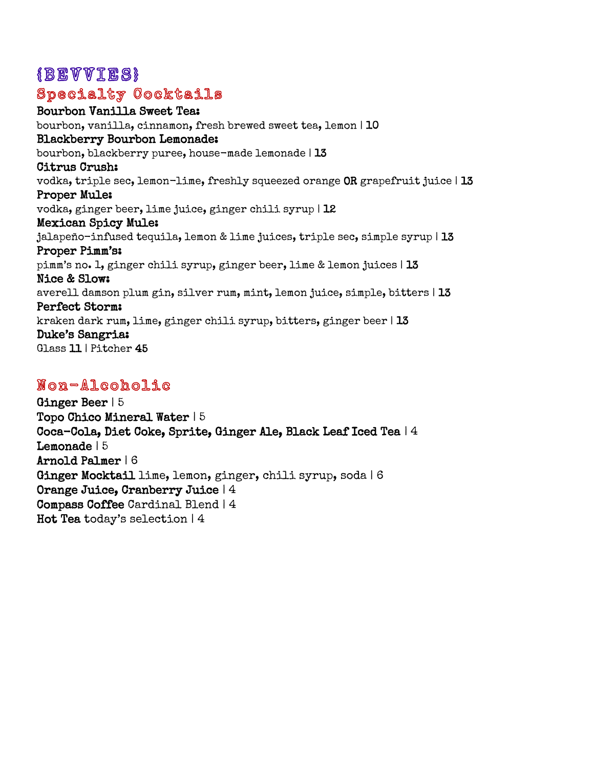# {BEVVIES}

## Specialty Cocktails

**Bourbon Vanilla Sweet Tea:**
bourbon, vanilla, cinnamon, fresh brewed sweet tea, lemon | **10**

**Blackberry Bourbon Lemonade:**
bourbon, blackberry puree, house-made lemonade | **13**

**Citrus Crush:**
vodka, triple sec, lemon-lime, freshly squeezed orange **OR** grapefruit juice | **13**

**Proper Mule:**
vodka, ginger beer, lime juice, ginger chili syrup | **12**

**Mexican Spicy Mule:**
jalapeño-infused tequila, lemon & lime juices, triple sec, simple syrup | **13**

**Proper Pimm's:**
pimm's no. 1, ginger chili syrup, ginger beer, lime & lemon juices | **13**

**Nice & Slow:**
averell damson plum gin, silver rum, mint, lemon juice, simple, bitters | **13**

**Perfect Storm:**
kraken dark rum, lime, ginger chili syrup, bitters, ginger beer | **13**

**Duke's Sangria:**
Glass **11** | Pitcher **45**

## Non-Alcoholic

**Ginger Beer** | 5
**Topo Chico Mineral Water** | 5
**Coca-Cola, Diet Coke, Sprite, Ginger Ale, Black Leaf Iced Tea** | 4
**Lemonade** | 5
**Arnold Palmer** | 6
**Ginger Mocktail** lime, lemon, ginger, chili syrup, soda | 6
**Orange Juice, Cranberry Juice** | 4
**Compass Coffee** Cardinal Blend | 4
**Hot Tea** today's selection | 4